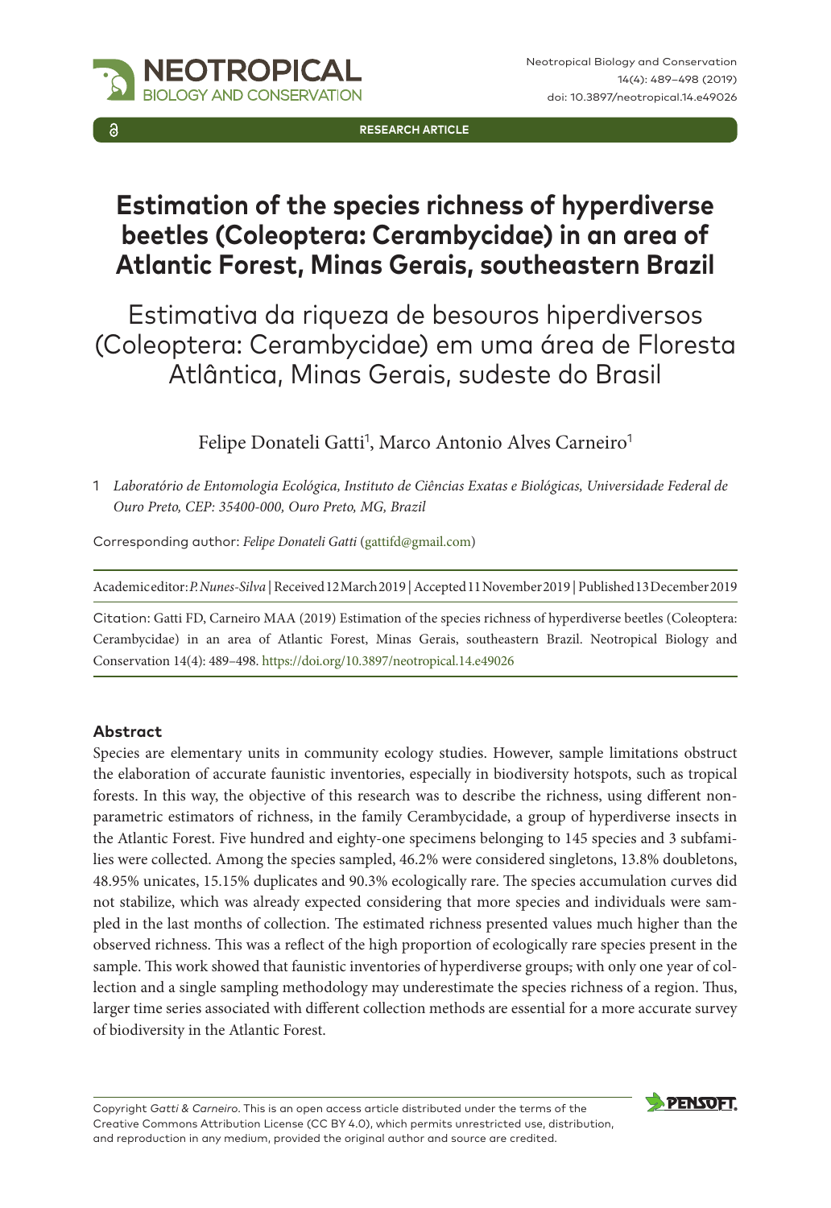RESEARCH ARTICLE

# Estimation of the species richness of hyperdiverse beetles (Coleoptera: Cerambycidae) in an area of Atlantic Forest, Minas Gerais, southeastern Brazil

# Estimativa da riqueza de besouros hiperdiversos (Coleoptera: Cerambycidae) em uma área de Floresta Atlântica, Minas Gerais, sudeste do Brasil

Felipe Donateli Gatti[1], Marco Antonio Alves Carneiro[1]

1 *Laboratório de Entomologia Ecológica, Instituto de Ciências Exatas e Biológicas, Universidade Federal de Ouro Preto, CEP: 35400-000, Ouro Preto, MG, Brazil*

Corresponding author: *Felipe Donateli Gatti* (gattifd@gmail.com)

Academic editor: *P. Nunes-Silva* | Received 12 March 2019 | Accepted 11 November 2019 | Published 13 December 2019

Citation: Gatti FD, Carneiro MAA (2019) Estimation of the species richness of hyperdiverse beetles (Coleoptera: Cerambycidae) in an area of Atlantic Forest, Minas Gerais, southeastern Brazil. Neotropical Biology and Conservation 14(4): 489–498. https://doi.org/10.3897/neotropical.14.e49026

## Abstract

Species are elementary units in community ecology studies. However, sample limitations obstruct the elaboration of accurate faunistic inventories, especially in biodiversity hotspots, such as tropical forests. In this way, the objective of this research was to describe the richness, using different non-parametric estimators of richness, in the family Cerambycidade, a group of hyperdiverse insects in the Atlantic Forest. Five hundred and eighty-one specimens belonging to 145 species and 3 subfamilies were collected. Among the species sampled, 46.2% were considered singletons, 13.8% doubletons, 48.95% unicates, 15.15% duplicates and 90.3% ecologically rare. The species accumulation curves did not stabilize, which was already expected considering that more species and individuals were sampled in the last months of collection. The estimated richness presented values much higher than the observed richness. This was a reflect of the high proportion of ecologically rare species present in the sample. This work showed that faunistic inventories of hyperdiverse groups; with only one year of collection and a single sampling methodology may underestimate the species richness of a region. Thus, larger time series associated with different collection methods are essential for a more accurate survey of biodiversity in the Atlantic Forest.

Copyright *Gatti & Carneiro*. This is an open access article distributed under the terms of the Creative Commons Attribution License (CC BY 4.0), which permits unrestricted use, distribution, and reproduction in any medium, provided the original author and source are credited.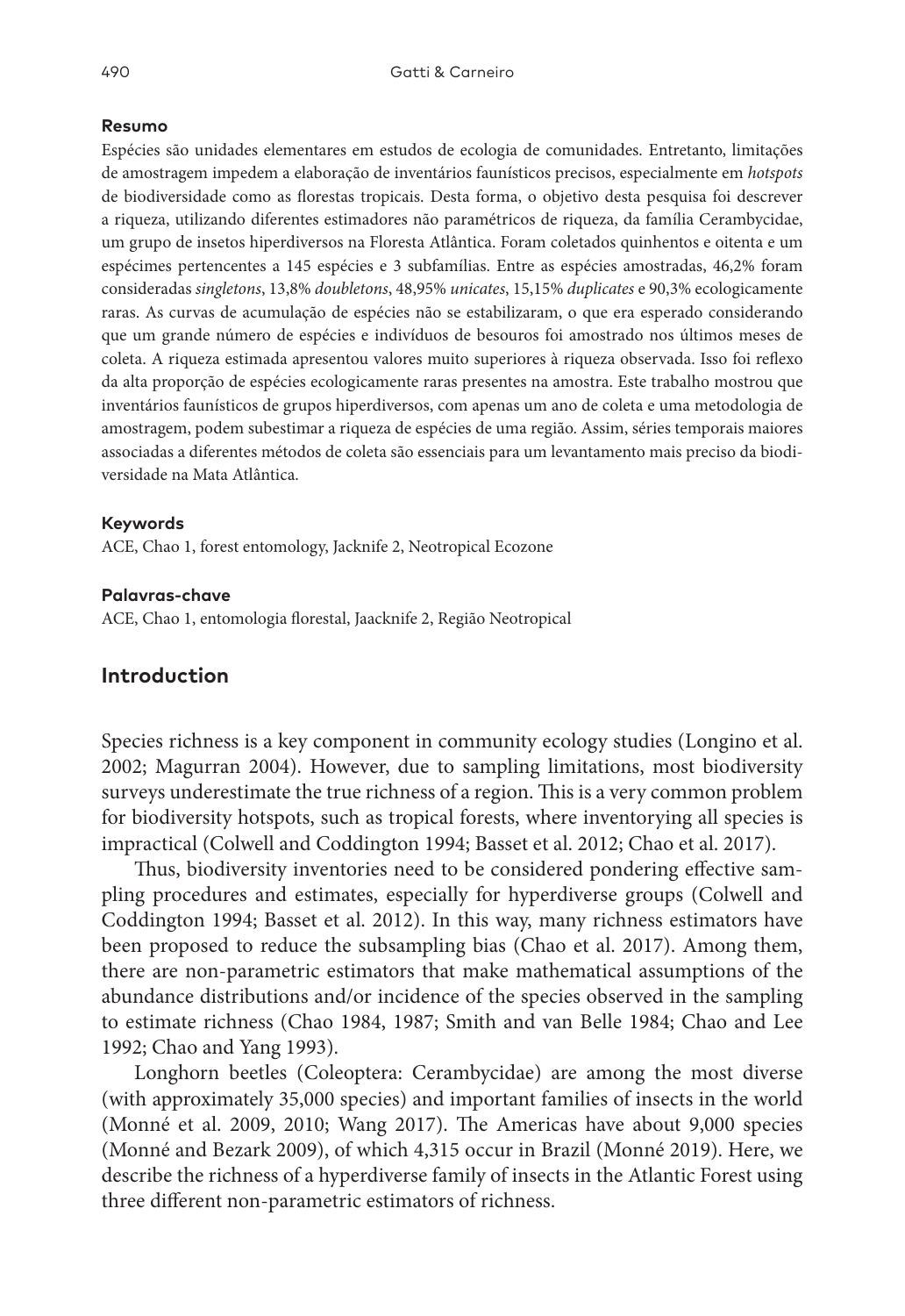**Resumo**

Espécies são unidades elementares em estudos de ecologia de comunidades. Entretanto, limitações de amostragem impedem a elaboração de inventários faunísticos precisos, especialmente em *hotspots* de biodiversidade como as florestas tropicais. Desta forma, o objetivo desta pesquisa foi descrever a riqueza, utilizando diferentes estimadores não paramétricos de riqueza, da família Cerambycidae, um grupo de insetos hiperdiversos na Floresta Atlântica. Foram coletados quinhentos e oitenta e um espécimes pertencentes a 145 espécies e 3 subfamílias. Entre as espécies amostradas, 46,2% foram consideradas *singletons*, 13,8% *doubletons*, 48,95% *unicates*, 15,15% *duplicates* e 90,3% ecologicamente raras. As curvas de acumulação de espécies não se estabilizaram, o que era esperado considerando que um grande número de espécies e indivíduos de besouros foi amostrado nos últimos meses de coleta. A riqueza estimada apresentou valores muito superiores à riqueza observada. Isso foi reflexo da alta proporção de espécies ecologicamente raras presentes na amostra. Este trabalho mostrou que inventários faunísticos de grupos hiperdiversos, com apenas um ano de coleta e uma metodologia de amostragem, podem subestimar a riqueza de espécies de uma região. Assim, séries temporais maiores associadas a diferentes métodos de coleta são essenciais para um levantamento mais preciso da biodiversidade na Mata Atlântica.

**Keywords**

ACE, Chao 1, forest entomology, Jacknife 2, Neotropical Ecozone

**Palavras-chave**

ACE, Chao 1, entomologia florestal, Jaacknife 2, Região Neotropical

## Introduction

Species richness is a key component in community ecology studies (Longino et al. 2002; Magurran 2004). However, due to sampling limitations, most biodiversity surveys underestimate the true richness of a region. This is a very common problem for biodiversity hotspots, such as tropical forests, where inventorying all species is impractical (Colwell and Coddington 1994; Basset et al. 2012; Chao et al. 2017).

Thus, biodiversity inventories need to be considered pondering effective sampling procedures and estimates, especially for hyperdiverse groups (Colwell and Coddington 1994; Basset et al. 2012). In this way, many richness estimators have been proposed to reduce the subsampling bias (Chao et al. 2017). Among them, there are non-parametric estimators that make mathematical assumptions of the abundance distributions and/or incidence of the species observed in the sampling to estimate richness (Chao 1984, 1987; Smith and van Belle 1984; Chao and Lee 1992; Chao and Yang 1993).

Longhorn beetles (Coleoptera: Cerambycidae) are among the most diverse (with approximately 35,000 species) and important families of insects in the world (Monné et al. 2009, 2010; Wang 2017). The Americas have about 9,000 species (Monné and Bezark 2009), of which 4,315 occur in Brazil (Monné 2019). Here, we describe the richness of a hyperdiverse family of insects in the Atlantic Forest using three different non-parametric estimators of richness.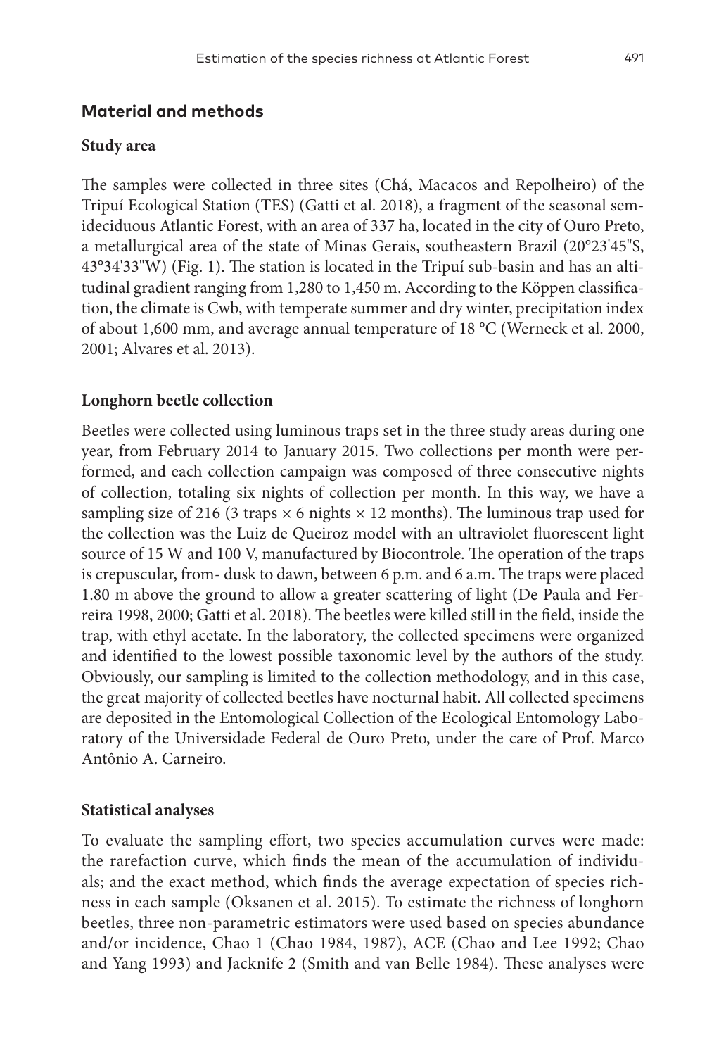## Material and methods

### Study area

The samples were collected in three sites (Chá, Macacos and Repolheiro) of the Tripuí Ecological Station (TES) (Gatti et al. 2018), a fragment of the seasonal semideciduous Atlantic Forest, with an area of 337 ha, located in the city of Ouro Preto, a metallurgical area of the state of Minas Gerais, southeastern Brazil (20°23'45"S, 43°34'33"W) (Fig. 1). The station is located in the Tripuí sub-basin and has an altitudinal gradient ranging from 1,280 to 1,450 m. According to the Köppen classification, the climate is Cwb, with temperate summer and dry winter, precipitation index of about 1,600 mm, and average annual temperature of 18 °C (Werneck et al. 2000, 2001; Alvares et al. 2013).

### Longhorn beetle collection

Beetles were collected using luminous traps set in the three study areas during one year, from February 2014 to January 2015. Two collections per month were performed, and each collection campaign was composed of three consecutive nights of collection, totaling six nights of collection per month. In this way, we have a sampling size of 216 (3 traps × 6 nights × 12 months). The luminous trap used for the collection was the Luiz de Queiroz model with an ultraviolet fluorescent light source of 15 W and 100 V, manufactured by Biocontrole. The operation of the traps is crepuscular, from- dusk to dawn, between 6 p.m. and 6 a.m. The traps were placed 1.80 m above the ground to allow a greater scattering of light (De Paula and Ferreira 1998, 2000; Gatti et al. 2018). The beetles were killed still in the field, inside the trap, with ethyl acetate. In the laboratory, the collected specimens were organized and identified to the lowest possible taxonomic level by the authors of the study. Obviously, our sampling is limited to the collection methodology, and in this case, the great majority of collected beetles have nocturnal habit. All collected specimens are deposited in the Entomological Collection of the Ecological Entomology Laboratory of the Universidade Federal de Ouro Preto, under the care of Prof. Marco Antônio A. Carneiro.

### Statistical analyses

To evaluate the sampling effort, two species accumulation curves were made: the rarefaction curve, which finds the mean of the accumulation of individuals; and the exact method, which finds the average expectation of species richness in each sample (Oksanen et al. 2015). To estimate the richness of longhorn beetles, three non-parametric estimators were used based on species abundance and/or incidence, Chao 1 (Chao 1984, 1987), ACE (Chao and Lee 1992; Chao and Yang 1993) and Jacknife 2 (Smith and van Belle 1984). These analyses were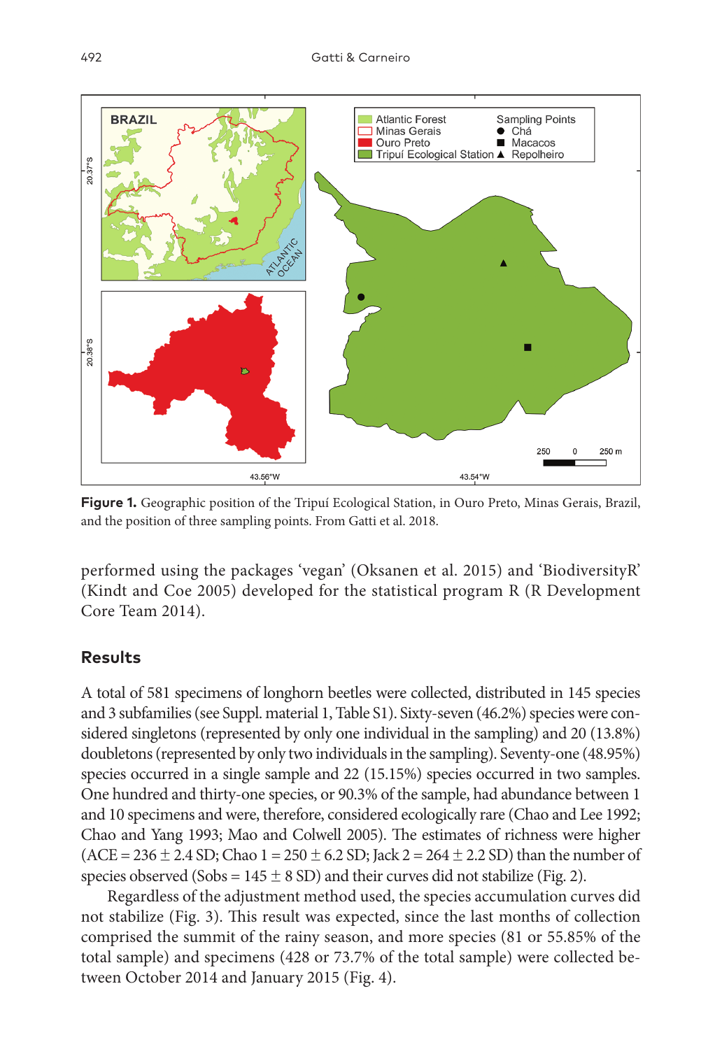**Figure 1.** Geographic position of the Tripuí Ecological Station, in Ouro Preto, Minas Gerais, Brazil, and the position of three sampling points. From Gatti et al. 2018.

performed using the packages 'vegan' (Oksanen et al. 2015) and 'BiodiversityR' (Kindt and Coe 2005) developed for the statistical program R (R Development Core Team 2014).

## Results

A total of 581 specimens of longhorn beetles were collected, distributed in 145 species and 3 subfamilies (see Suppl. material 1, Table S1). Sixty-seven (46.2%) species were considered singletons (represented by only one individual in the sampling) and 20 (13.8%) doubletons (represented by only two individuals in the sampling). Seventy-one (48.95%) species occurred in a single sample and 22 (15.15%) species occurred in two samples. One hundred and thirty-one species, or 90.3% of the sample, had abundance between 1 and 10 specimens and were, therefore, considered ecologically rare (Chao and Lee 1992; Chao and Yang 1993; Mao and Colwell 2005). The estimates of richness were higher (ACE = 236 ± 2.4 SD; Chao 1 = 250 ± 6.2 SD; Jack 2 = 264 ± 2.2 SD) than the number of species observed (Sobs = 145 ± 8 SD) and their curves did not stabilize (Fig. 2).

Regardless of the adjustment method used, the species accumulation curves did not stabilize (Fig. 3). This result was expected, since the last months of collection comprised the summit of the rainy season, and more species (81 or 55.85% of the total sample) and specimens (428 or 73.7% of the total sample) were collected between October 2014 and January 2015 (Fig. 4).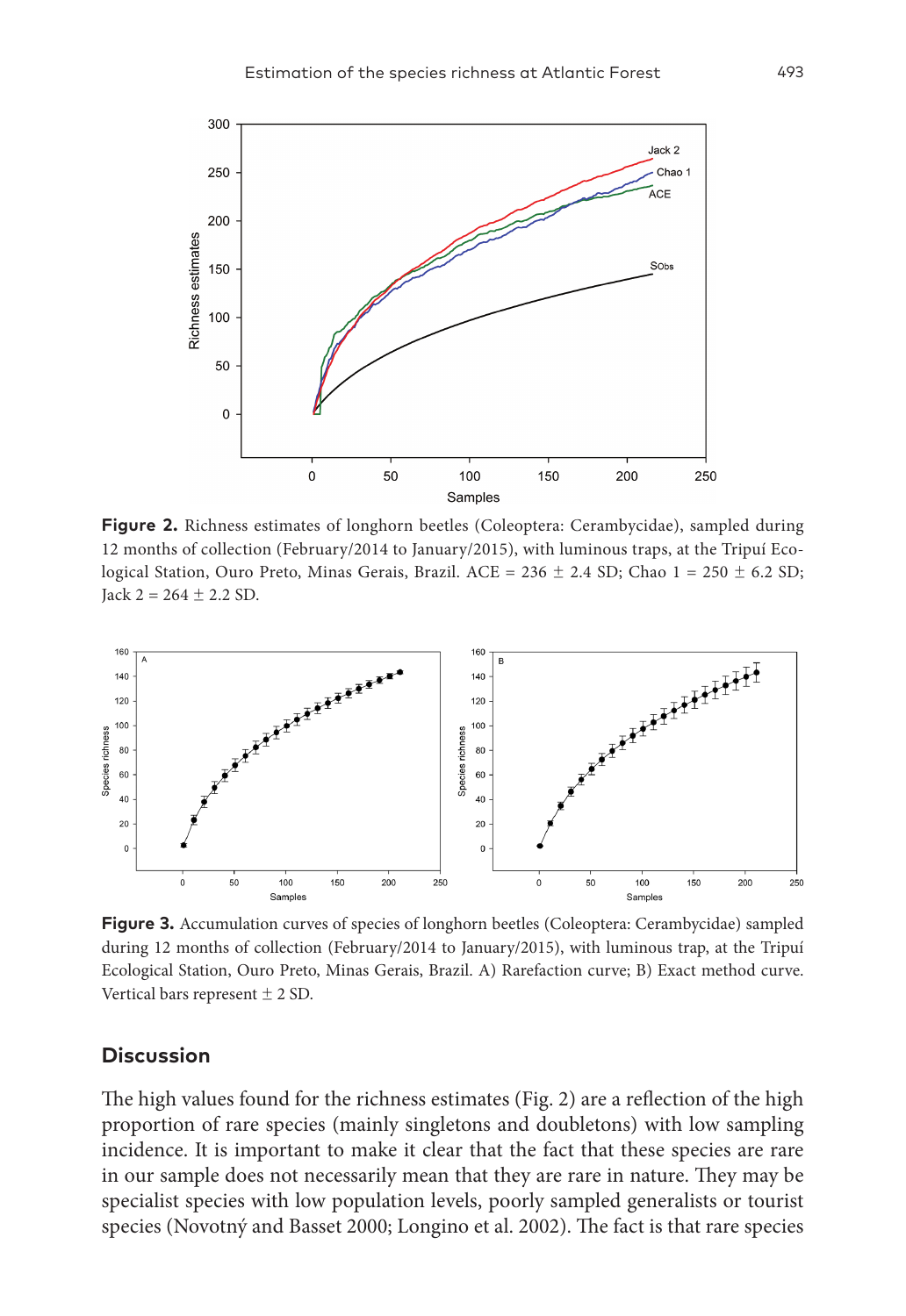**Figure 2.** Richness estimates of longhorn beetles (Coleoptera: Cerambycidae), sampled during 12 months of collection (February/2014 to January/2015), with luminous traps, at the Tripuí Ecological Station, Ouro Preto, Minas Gerais, Brazil. ACE = 236 ± 2.4 SD; Chao 1 = 250 ± 6.2 SD; Jack 2 = 264 ± 2.2 SD.

**Figure 3.** Accumulation curves of species of longhorn beetles (Coleoptera: Cerambycidae) sampled during 12 months of collection (February/2014 to January/2015), with luminous trap, at the Tripuí Ecological Station, Ouro Preto, Minas Gerais, Brazil. A) Rarefaction curve; B) Exact method curve. Vertical bars represent ± 2 SD.

## Discussion

The high values found for the richness estimates (Fig. 2) are a reflection of the high proportion of rare species (mainly singletons and doubletons) with low sampling incidence. It is important to make it clear that the fact that these species are rare in our sample does not necessarily mean that they are rare in nature. They may be specialist species with low population levels, poorly sampled generalists or tourist species (Novotný and Basset 2000; Longino et al. 2002). The fact is that rare species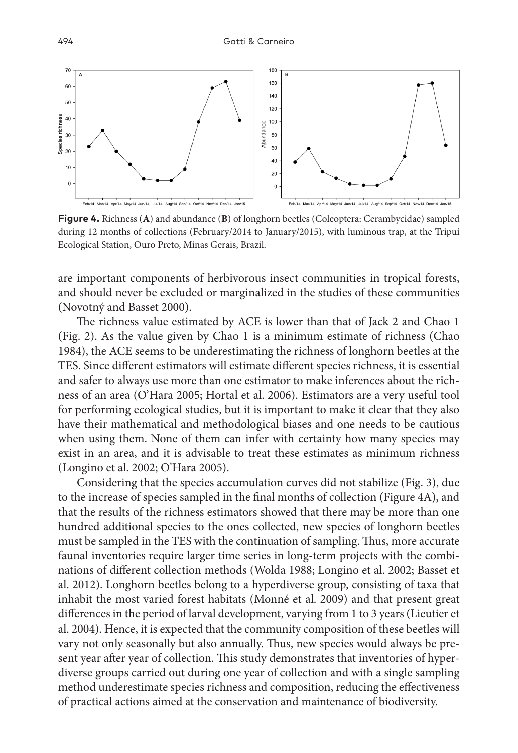**Figure 4.** Richness (**A**) and abundance (**B**) of longhorn beetles (Coleoptera: Cerambycidae) sampled during 12 months of collections (February/2014 to January/2015), with luminous trap, at the Tripuí Ecological Station, Ouro Preto, Minas Gerais, Brazil.

are important components of herbivorous insect communities in tropical forests, and should never be excluded or marginalized in the studies of these communities (Novotný and Basset 2000).

The richness value estimated by ACE is lower than that of Jack 2 and Chao 1 (Fig. 2). As the value given by Chao 1 is a minimum estimate of richness (Chao 1984), the ACE seems to be underestimating the richness of longhorn beetles at the TES. Since different estimators will estimate different species richness, it is essential and safer to always use more than one estimator to make inferences about the richness of an area (O'Hara 2005; Hortal et al. 2006). Estimators are a very useful tool for performing ecological studies, but it is important to make it clear that they also have their mathematical and methodological biases and one needs to be cautious when using them. None of them can infer with certainty how many species may exist in an area, and it is advisable to treat these estimates as minimum richness (Longino et al. 2002; O'Hara 2005).

Considering that the species accumulation curves did not stabilize (Fig. 3), due to the increase of species sampled in the final months of collection (Figure 4A), and that the results of the richness estimators showed that there may be more than one hundred additional species to the ones collected, new species of longhorn beetles must be sampled in the TES with the continuation of sampling. Thus, more accurate faunal inventories require larger time series in long-term projects with the combinations of different collection methods (Wolda 1988; Longino et al. 2002; Basset et al. 2012). Longhorn beetles belong to a hyperdiverse group, consisting of taxa that inhabit the most varied forest habitats (Monné et al. 2009) and that present great differences in the period of larval development, varying from 1 to 3 years (Lieutier et al. 2004). Hence, it is expected that the community composition of these beetles will vary not only seasonally but also annually. Thus, new species would always be present year after year of collection. This study demonstrates that inventories of hyperdiverse groups carried out during one year of collection and with a single sampling method underestimate species richness and composition, reducing the effectiveness of practical actions aimed at the conservation and maintenance of biodiversity.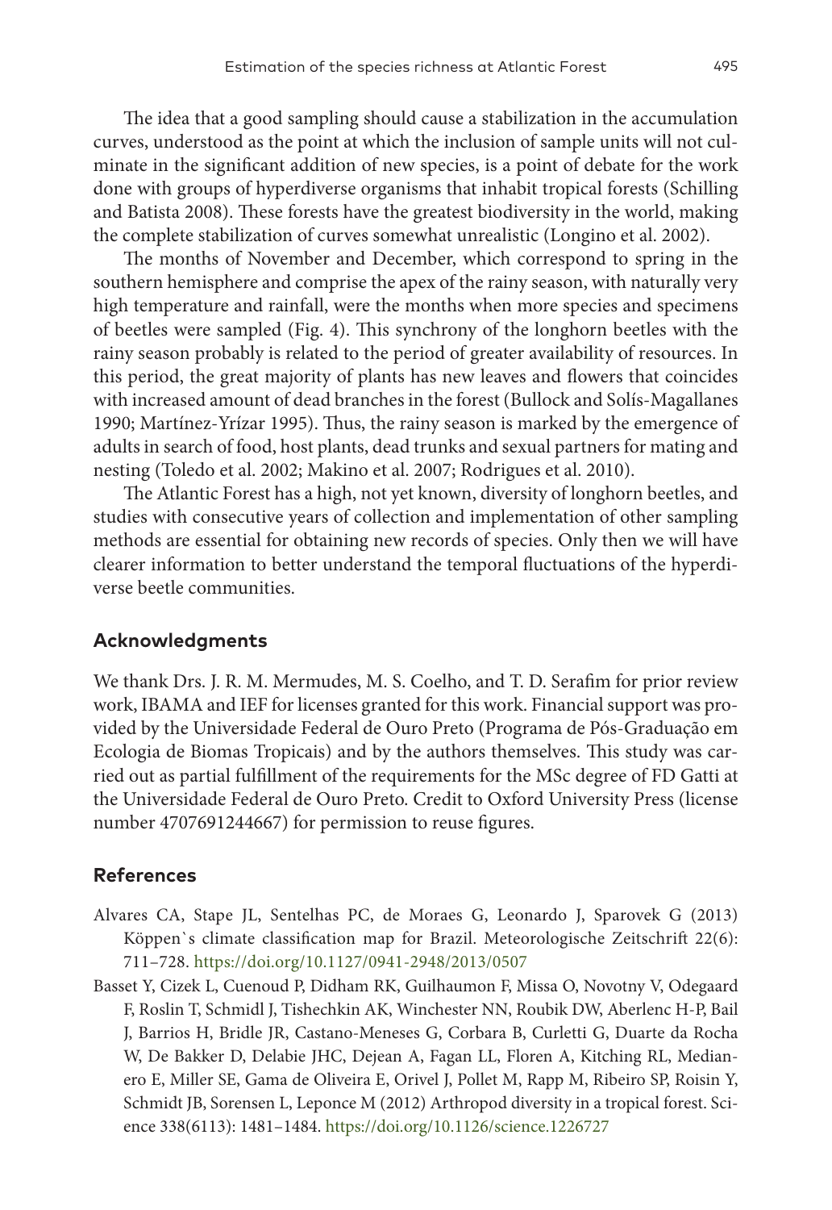The idea that a good sampling should cause a stabilization in the accumulation curves, understood as the point at which the inclusion of sample units will not culminate in the significant addition of new species, is a point of debate for the work done with groups of hyperdiverse organisms that inhabit tropical forests (Schilling and Batista 2008). These forests have the greatest biodiversity in the world, making the complete stabilization of curves somewhat unrealistic (Longino et al. 2002).

The months of November and December, which correspond to spring in the southern hemisphere and comprise the apex of the rainy season, with naturally very high temperature and rainfall, were the months when more species and specimens of beetles were sampled (Fig. 4). This synchrony of the longhorn beetles with the rainy season probably is related to the period of greater availability of resources. In this period, the great majority of plants has new leaves and flowers that coincides with increased amount of dead branches in the forest (Bullock and Solís-Magallanes 1990; Martínez-Yrízar 1995). Thus, the rainy season is marked by the emergence of adults in search of food, host plants, dead trunks and sexual partners for mating and nesting (Toledo et al. 2002; Makino et al. 2007; Rodrigues et al. 2010).

The Atlantic Forest has a high, not yet known, diversity of longhorn beetles, and studies with consecutive years of collection and implementation of other sampling methods are essential for obtaining new records of species. Only then we will have clearer information to better understand the temporal fluctuations of the hyperdiverse beetle communities.

## Acknowledgments

We thank Drs. J. R. M. Mermudes, M. S. Coelho, and T. D. Serafim for prior review work, IBAMA and IEF for licenses granted for this work. Financial support was provided by the Universidade Federal de Ouro Preto (Programa de Pós-Graduação em Ecologia de Biomas Tropicais) and by the authors themselves. This study was carried out as partial fulfillment of the requirements for the MSc degree of FD Gatti at the Universidade Federal de Ouro Preto. Credit to Oxford University Press (license number 4707691244667) for permission to reuse figures.

## References

Alvares CA, Stape JL, Sentelhas PC, de Moraes G, Leonardo J, Sparovek G (2013) Köppen`s climate classification map for Brazil. Meteorologische Zeitschrift 22(6): 711–728. https://doi.org/10.1127/0941-2948/2013/0507

Basset Y, Cizek L, Cuenoud P, Didham RK, Guilhaumon F, Missa O, Novotny V, Odegaard F, Roslin T, Schmidl J, Tishechkin AK, Winchester NN, Roubik DW, Aberlenc H-P, Bail J, Barrios H, Bridle JR, Castano-Meneses G, Corbara B, Curletti G, Duarte da Rocha W, De Bakker D, Delabie JHC, Dejean A, Fagan LL, Floren A, Kitching RL, Medianero E, Miller SE, Gama de Oliveira E, Orivel J, Pollet M, Rapp M, Ribeiro SP, Roisin Y, Schmidt JB, Sorensen L, Leponce M (2012) Arthropod diversity in a tropical forest. Science 338(6113): 1481–1484. https://doi.org/10.1126/science.1226727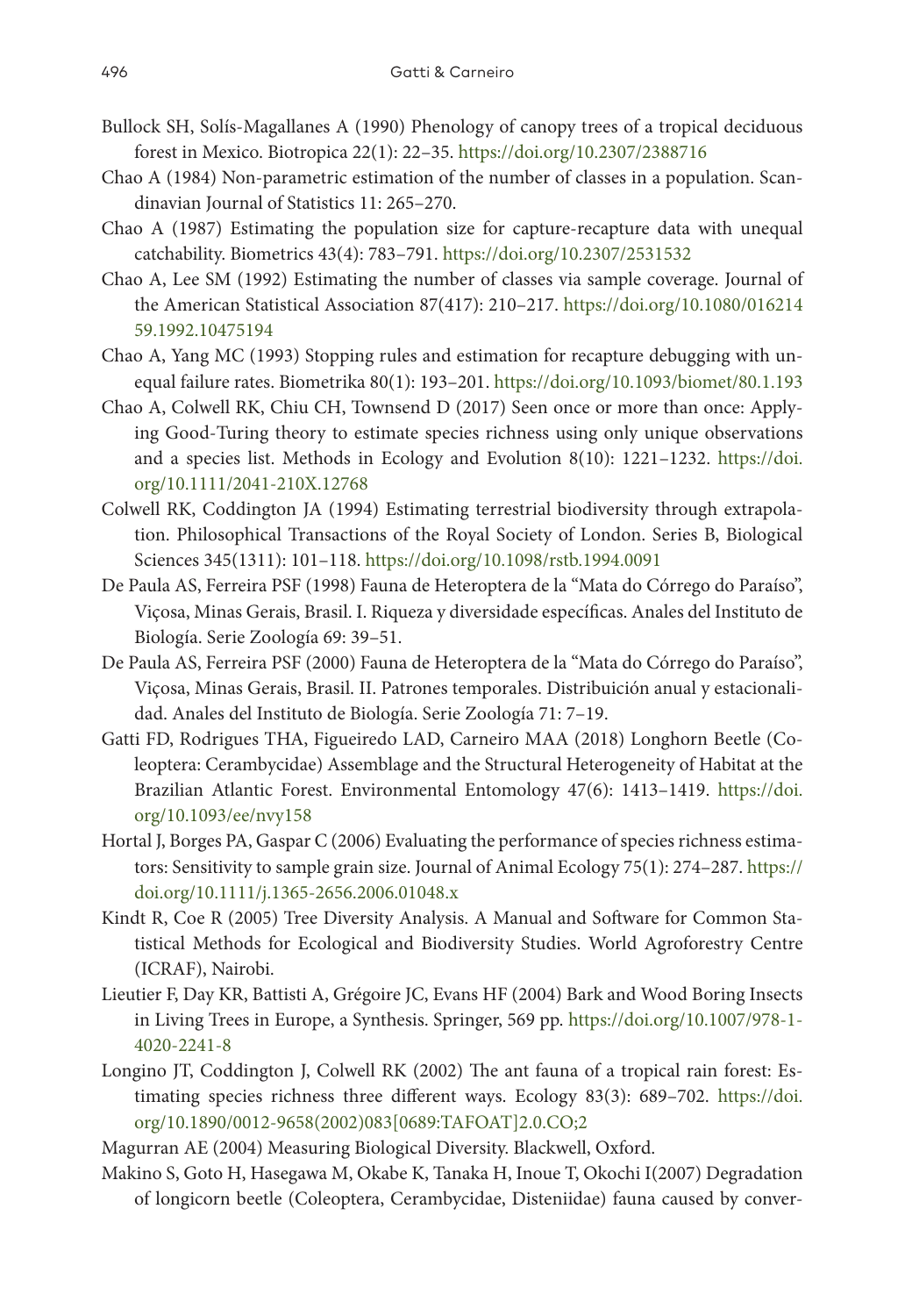Bullock SH, Solís-Magallanes A (1990) Phenology of canopy trees of a tropical deciduous forest in Mexico. Biotropica 22(1): 22–35. https://doi.org/10.2307/2388716

Chao A (1984) Non-parametric estimation of the number of classes in a population. Scandinavian Journal of Statistics 11: 265–270.

Chao A (1987) Estimating the population size for capture-recapture data with unequal catchability. Biometrics 43(4): 783–791. https://doi.org/10.2307/2531532

Chao A, Lee SM (1992) Estimating the number of classes via sample coverage. Journal of the American Statistical Association 87(417): 210–217. https://doi.org/10.1080/01621459.1992.10475194

Chao A, Yang MC (1993) Stopping rules and estimation for recapture debugging with unequal failure rates. Biometrika 80(1): 193–201. https://doi.org/10.1093/biomet/80.1.193

Chao A, Colwell RK, Chiu CH, Townsend D (2017) Seen once or more than once: Applying Good-Turing theory to estimate species richness using only unique observations and a species list. Methods in Ecology and Evolution 8(10): 1221–1232. https://doi.org/10.1111/2041-210X.12768

Colwell RK, Coddington JA (1994) Estimating terrestrial biodiversity through extrapolation. Philosophical Transactions of the Royal Society of London. Series B, Biological Sciences 345(1311): 101–118. https://doi.org/10.1098/rstb.1994.0091

De Paula AS, Ferreira PSF (1998) Fauna de Heteroptera de la "Mata do Córrego do Paraíso", Viçosa, Minas Gerais, Brasil. I. Riqueza y diversidade específicas. Anales del Instituto de Biología. Serie Zoología 69: 39–51.

De Paula AS, Ferreira PSF (2000) Fauna de Heteroptera de la "Mata do Córrego do Paraíso", Viçosa, Minas Gerais, Brasil. II. Patrones temporales. Distribuición anual y estacionalidad. Anales del Instituto de Biología. Serie Zoología 71: 7–19.

Gatti FD, Rodrigues THA, Figueiredo LAD, Carneiro MAA (2018) Longhorn Beetle (Coleoptera: Cerambycidae) Assemblage and the Structural Heterogeneity of Habitat at the Brazilian Atlantic Forest. Environmental Entomology 47(6): 1413–1419. https://doi.org/10.1093/ee/nvy158

Hortal J, Borges PA, Gaspar C (2006) Evaluating the performance of species richness estimators: Sensitivity to sample grain size. Journal of Animal Ecology 75(1): 274–287. https://doi.org/10.1111/j.1365-2656.2006.01048.x

Kindt R, Coe R (2005) Tree Diversity Analysis. A Manual and Software for Common Statistical Methods for Ecological and Biodiversity Studies. World Agroforestry Centre (ICRAF), Nairobi.

Lieutier F, Day KR, Battisti A, Grégoire JC, Evans HF (2004) Bark and Wood Boring Insects in Living Trees in Europe, a Synthesis. Springer, 569 pp. https://doi.org/10.1007/978-1-4020-2241-8

Longino JT, Coddington J, Colwell RK (2002) The ant fauna of a tropical rain forest: Estimating species richness three different ways. Ecology 83(3): 689–702. https://doi.org/10.1890/0012-9658(2002)083[0689:TAFOAT]2.0.CO;2

Magurran AE (2004) Measuring Biological Diversity. Blackwell, Oxford.

Makino S, Goto H, Hasegawa M, Okabe K, Tanaka H, Inoue T, Okochi I(2007) Degradation of longicorn beetle (Coleoptera, Cerambycidae, Disteniidae) fauna caused by conver-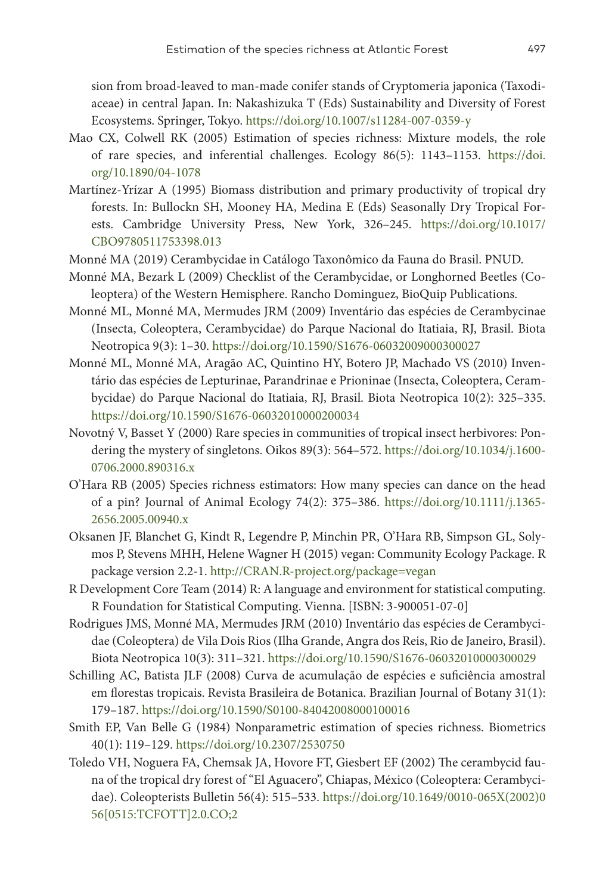sion from broad-leaved to man-made conifer stands of Cryptomeria japonica (Taxodiaceae) in central Japan. In: Nakashizuka T (Eds) Sustainability and Diversity of Forest Ecosystems. Springer, Tokyo. https://doi.org/10.1007/s11284-007-0359-y

Mao CX, Colwell RK (2005) Estimation of species richness: Mixture models, the role of rare species, and inferential challenges. Ecology 86(5): 1143–1153. https://doi.org/10.1890/04-1078

Martínez-Yrízar A (1995) Biomass distribution and primary productivity of tropical dry forests. In: Bullockn SH, Mooney HA, Medina E (Eds) Seasonally Dry Tropical Forests. Cambridge University Press, New York, 326–245. https://doi.org/10.1017/CBO9780511753398.013

Monné MA (2019) Cerambycidae in Catálogo Taxonômico da Fauna do Brasil. PNUD.

Monné MA, Bezark L (2009) Checklist of the Cerambycidae, or Longhorned Beetles (Coleoptera) of the Western Hemisphere. Rancho Dominguez, BioQuip Publications.

Monné ML, Monné MA, Mermudes JRM (2009) Inventário das espécies de Cerambycinae (Insecta, Coleoptera, Cerambycidae) do Parque Nacional do Itatiaia, RJ, Brasil. Biota Neotropica 9(3): 1–30. https://doi.org/10.1590/S1676-06032009000300027

Monné ML, Monné MA, Aragão AC, Quintino HY, Botero JP, Machado VS (2010) Inventário das espécies de Lepturinae, Parandrinae e Prioninae (Insecta, Coleoptera, Cerambycidae) do Parque Nacional do Itatiaia, RJ, Brasil. Biota Neotropica 10(2): 325–335. https://doi.org/10.1590/S1676-06032010000200034

Novotný V, Basset Y (2000) Rare species in communities of tropical insect herbivores: Pondering the mystery of singletons. Oikos 89(3): 564–572. https://doi.org/10.1034/j.1600-0706.2000.890316.x

O'Hara RB (2005) Species richness estimators: How many species can dance on the head of a pin? Journal of Animal Ecology 74(2): 375–386. https://doi.org/10.1111/j.1365-2656.2005.00940.x

Oksanen JF, Blanchet G, Kindt R, Legendre P, Minchin PR, O'Hara RB, Simpson GL, Solymos P, Stevens MHH, Helene Wagner H (2015) vegan: Community Ecology Package. R package version 2.2-1. http://CRAN.R-project.org/package=vegan

R Development Core Team (2014) R: A language and environment for statistical computing. R Foundation for Statistical Computing. Vienna. [ISBN: 3-900051-07-0]

Rodrigues JMS, Monné MA, Mermudes JRM (2010) Inventário das espécies de Cerambycidae (Coleoptera) de Vila Dois Rios (Ilha Grande, Angra dos Reis, Rio de Janeiro, Brasil). Biota Neotropica 10(3): 311–321. https://doi.org/10.1590/S1676-06032010000300029

Schilling AC, Batista JLF (2008) Curva de acumulação de espécies e suficiência amostral em florestas tropicais. Revista Brasileira de Botanica. Brazilian Journal of Botany 31(1): 179–187. https://doi.org/10.1590/S0100-84042008000100016

Smith EP, Van Belle G (1984) Nonparametric estimation of species richness. Biometrics 40(1): 119–129. https://doi.org/10.2307/2530750

Toledo VH, Noguera FA, Chemsak JA, Hovore FT, Giesbert EF (2002) The cerambycid fauna of the tropical dry forest of "El Aguacero", Chiapas, México (Coleoptera: Cerambycidae). Coleopterists Bulletin 56(4): 515–533. https://doi.org/10.1649/0010-065X(2002)056[0515:TCFOTT]2.0.CO;2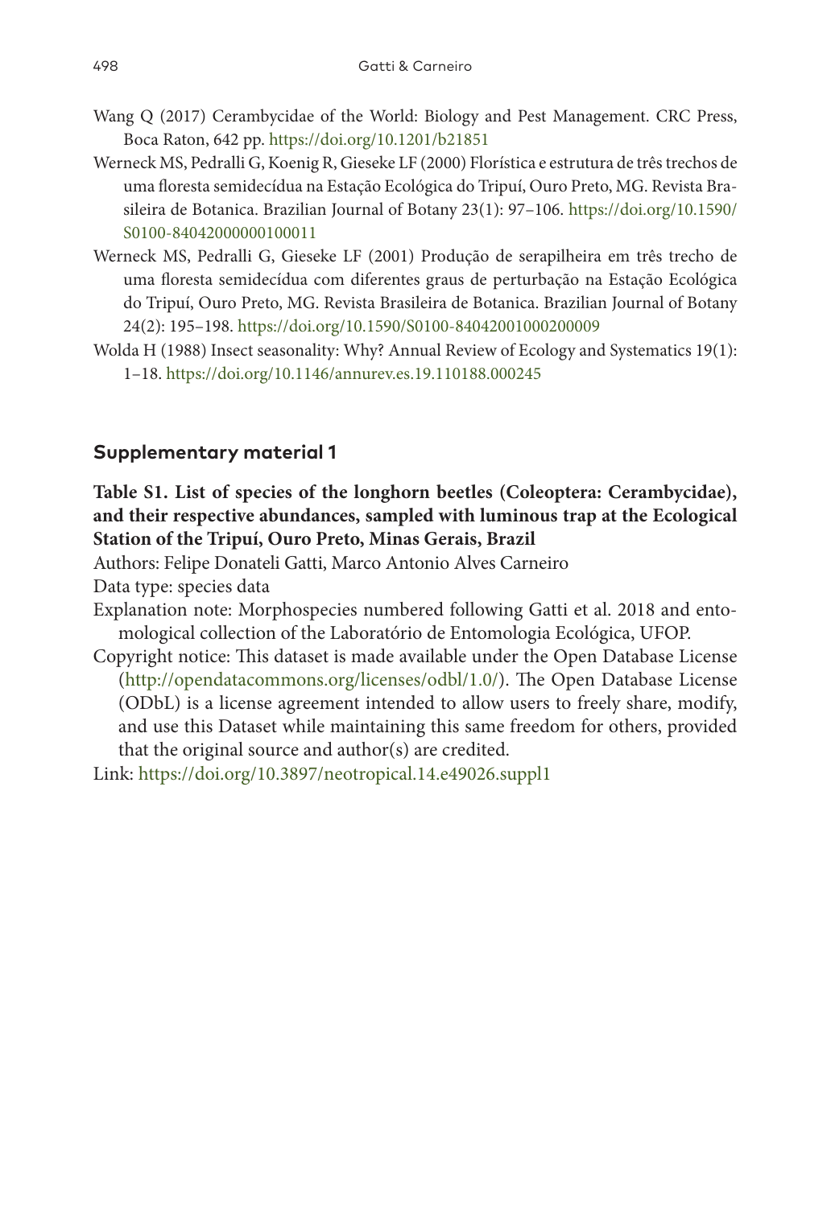Wang Q (2017) Cerambycidae of the World: Biology and Pest Management. CRC Press, Boca Raton, 642 pp. https://doi.org/10.1201/b21851

Werneck MS, Pedralli G, Koenig R, Gieseke LF (2000) Florística e estrutura de três trechos de uma floresta semidecídua na Estação Ecológica do Tripuí, Ouro Preto, MG. Revista Brasileira de Botanica. Brazilian Journal of Botany 23(1): 97–106. https://doi.org/10.1590/S0100-84042000000100011

Werneck MS, Pedralli G, Gieseke LF (2001) Produção de serapilheira em três trecho de uma floresta semidecídua com diferentes graus de perturbação na Estação Ecológica do Tripuí, Ouro Preto, MG. Revista Brasileira de Botanica. Brazilian Journal of Botany 24(2): 195–198. https://doi.org/10.1590/S0100-84042001000200009

Wolda H (1988) Insect seasonality: Why? Annual Review of Ecology and Systematics 19(1): 1–18. https://doi.org/10.1146/annurev.es.19.110188.000245

## Supplementary material 1

**Table S1. List of species of the longhorn beetles (Coleoptera: Cerambycidae), and their respective abundances, sampled with luminous trap at the Ecological Station of the Tripuí, Ouro Preto, Minas Gerais, Brazil**

Authors: Felipe Donateli Gatti, Marco Antonio Alves Carneiro

Data type: species data

Explanation note: Morphospecies numbered following Gatti et al. 2018 and entomological collection of the Laboratório de Entomologia Ecológica, UFOP.

Copyright notice: This dataset is made available under the Open Database License (http://opendatacommons.org/licenses/odbl/1.0/). The Open Database License (ODbL) is a license agreement intended to allow users to freely share, modify, and use this Dataset while maintaining this same freedom for others, provided that the original source and author(s) are credited.

Link: https://doi.org/10.3897/neotropical.14.e49026.suppl1